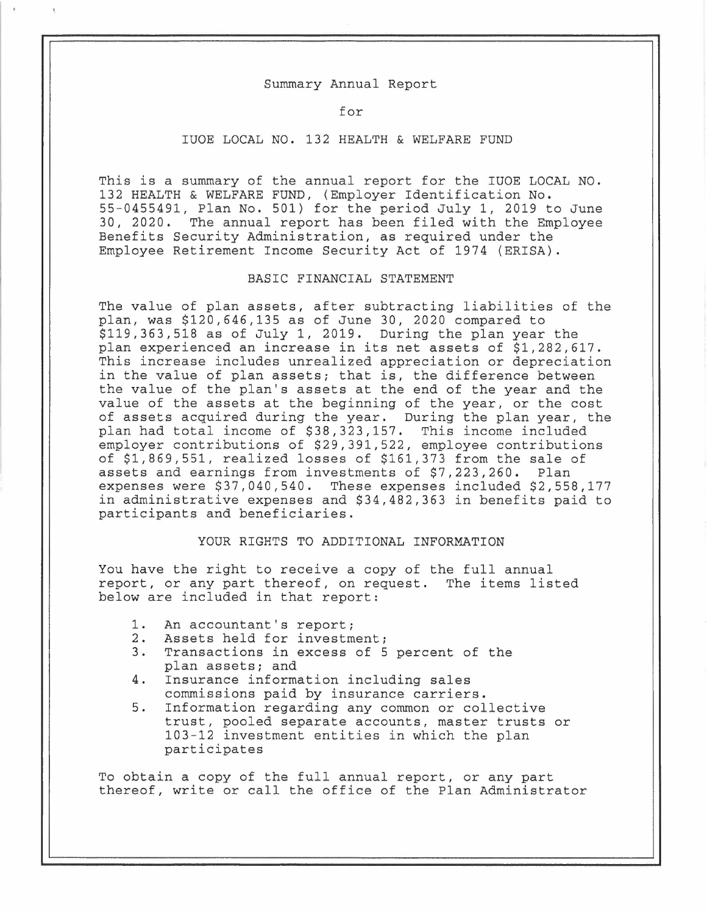# Summary Annual Report

for

## IUOE LOCAL NO. 132 HEALTH & WELFARE FUND

This is a summary of the annual report for the IUOE LOCAL NO. 132 HEALTH & WELFARE FUND, (Employer Identification No. 55-0455491, Plan No. 501) for the period July 1, 2019 to June 30, 2020. The annual report has been filed with the Employee Benefits Security Administration, as required under the Employee Retirement Income Security Act of 1974 (ERISA).

## BASIC FINANCIAL STATEMENT

The value of plan assets, after subtracting liabilities of the plan, was $120,646,135 as of June 30, 2020 compared to $119,363,518 as of July 1, 2019. During the plan year the plan experienced an increase in its net assets of $1,282,617. This increase includes unrealized appreciation or depreciation in the value of plan assets; that is, the difference between the value of the plan's assets at the end of the year and the value of the assets at the beginning of the year, or the cost of assets acquired during the year. During the plan year, the plan had total income of $38,323,157. This income included employer contributions of $29,391,522, employee contributions of $1,869,551, realized losses of $161,373 from the sale of assets and earnings from investments of $7,223,260. Plan expenses were $37,040,540. These expenses included $2,558,177 in administrative expenses and $34,482,363 in benefits paid to participants and beneficiaries.

## YOUR RIGHTS TO ADDITIONAL INFORMATION

You have the right to receive a copy of the full annual report, or any part thereof, on request. The items listed below are included in that report:

1. An accountant's report;
2. Assets held for investment;
3. Transactions in excess of 5 percent of the plan assets; and
4. Insurance information including sales commissions paid by insurance carriers.
5. Information regarding any common or collective trust, pooled separate accounts, master trusts or 103-12 investment entities in which the plan participates

To obtain a copy of the full annual report, or any part thereof, write or call the office of the Plan Administrator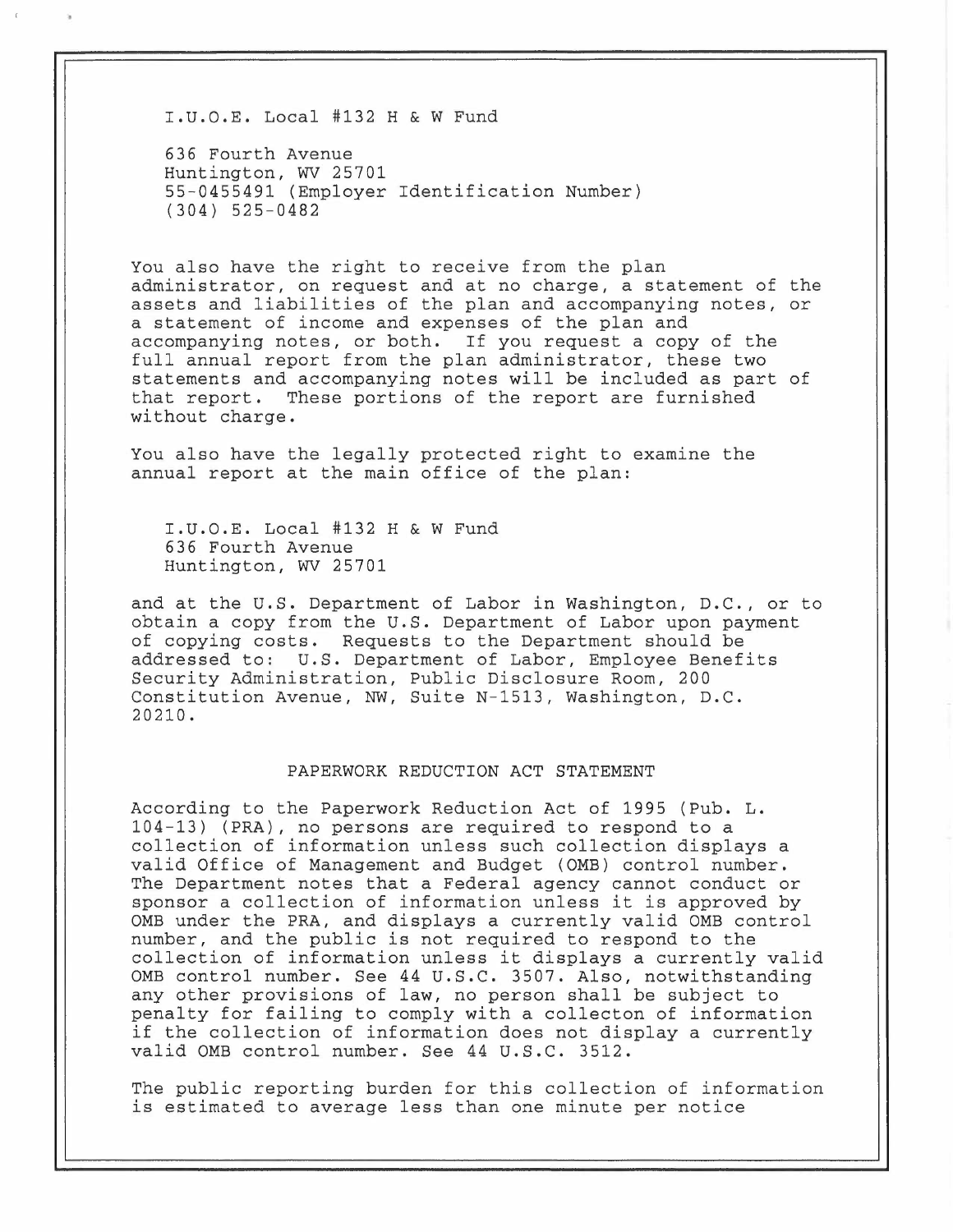I.U.O.E. Local #132 H & W Fund

636 Fourth Avenue
Huntington, WV 25701
55-0455491 (Employer Identification Number)
(304) 525-0482

You also have the right to receive from the plan administrator, on request and at no charge, a statement of the assets and liabilities of the plan and accompanying notes, or a statement of income and expenses of the plan and accompanying notes, or both. If you request a copy of the full annual report from the plan administrator, these two statements and accompanying notes will be included as part of that report. These portions of the report are furnished without charge.

You also have the legally protected right to examine the annual report at the main office of the plan:

I.U.O.E. Local #132 H & W Fund
636 Fourth Avenue
Huntington, WV 25701

and at the U.S. Department of Labor in Washington, D.C., or to obtain a copy from the U.S. Department of Labor upon payment of copying costs. Requests to the Department should be addressed to: U.S. Department of Labor, Employee Benefits Security Administration, Public Disclosure Room, 200 Constitution Avenue, NW, Suite N-1513, Washington, D.C. 20210.

## PAPERWORK REDUCTION ACT STATEMENT

According to the Paperwork Reduction Act of 1995 (Pub. L. 104-13) (PRA), no persons are required to respond to a collection of information unless such collection displays a valid Office of Management and Budget (OMB) control number. The Department notes that a Federal agency cannot conduct or sponsor a collection of information unless it is approved by OMB under the PRA, and displays a currently valid OMB control number, and the public is not required to respond to the collection of information unless it displays a currently valid OMB control number. See 44 U.S.C. 3507. Also, notwithstanding any other provisions of law, no person shall be subject to penalty for failing to comply with a collecton of information if the collection of information does not display a currently valid OMB control number. See 44 U.S.C. 3512.

The public reporting burden for this collection of information is estimated to average less than one minute per notice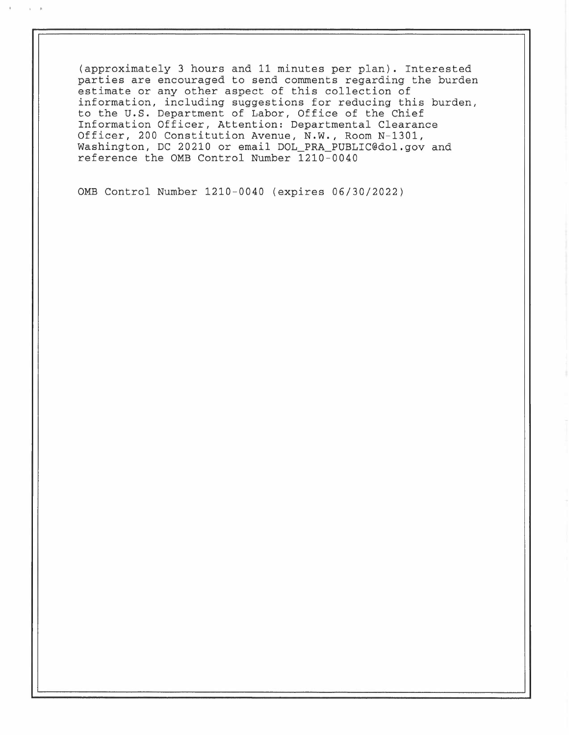(approximately 3 hours and 11 minutes per plan). Interested parties are encouraged to send comments regarding the burden estimate or any other aspect of this collection of information, including suggestions for reducing this burden, to the U.S. Department of Labor, Office of the Chief Information Officer, Attention: Departmental Clearance Officer, 200 Constitution Avenue, N.W., Room N-1301, Washington, DC 20210 or email DOL_PRA_PUBLIC@dol.gov and reference the OMB Control Number 1210-0040

OMB Control Number 1210-0040 (expires 06/30/2022)